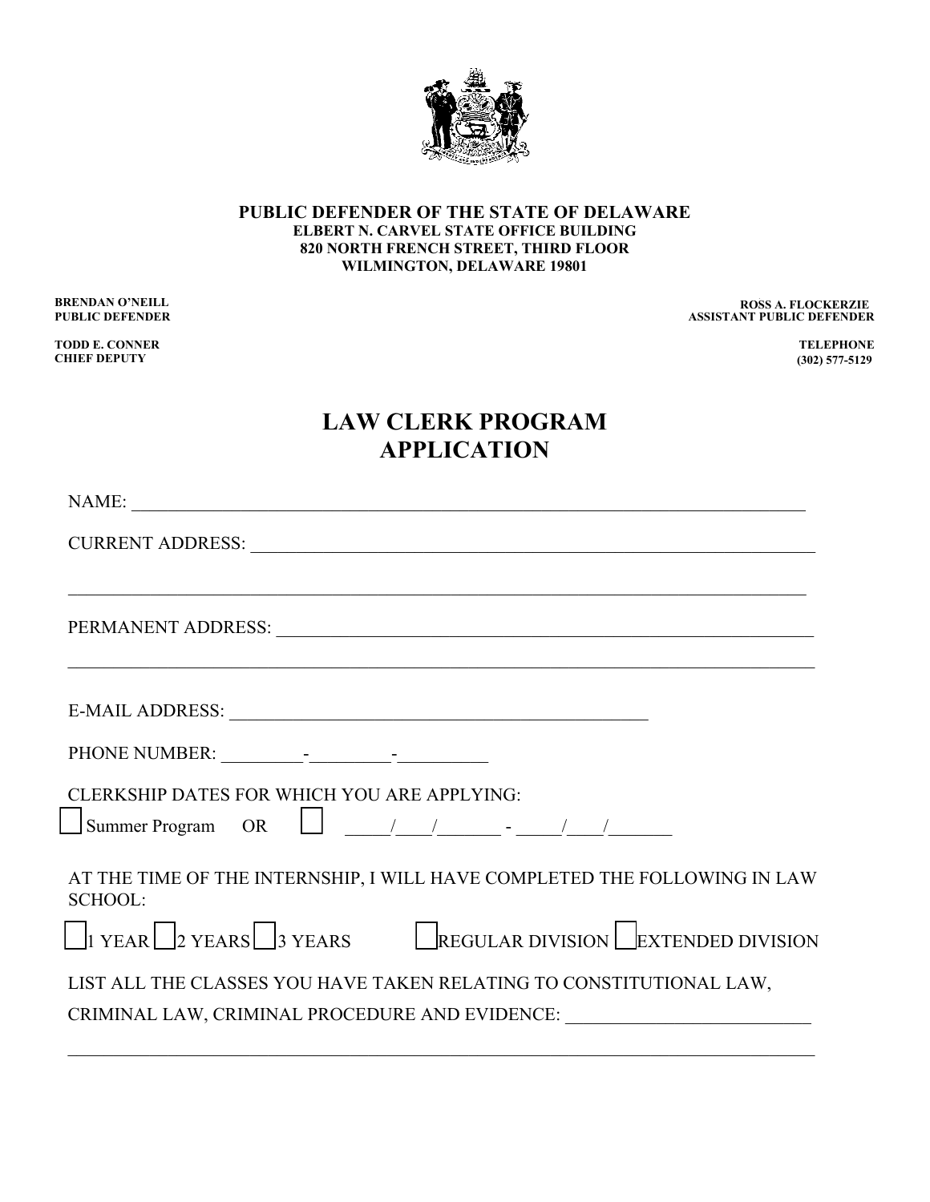**PUBLIC DEFENDER OF THE STATE OF DELAWARE**
**ELBERT N. CARVEL STATE OFFICE BUILDING**
**820 NORTH FRENCH STREET, THIRD FLOOR**
**WILMINGTON, DELAWARE 19801**

**BRENDAN O'NEILL**
**PUBLIC DEFENDER**

**TODD E. CONNER**
**CHIEF DEPUTY**

**ROSS A. FLOCKERZIE**
**ASSISTANT PUBLIC DEFENDER**

**TELEPHONE**
**(302) 577-5129**

# LAW CLERK PROGRAM APPLICATION

NAME: ______________________________________________________________________________

CURRENT ADDRESS: ________________________________________________________________

______________________________________________________________________________

PERMANENT ADDRESS: ______________________________________________________________

______________________________________________________________________________

E-MAIL ADDRESS: ____________________________________________

PHONE NUMBER: _________-_________-__________

CLERKSHIP DATES FOR WHICH YOU ARE APPLYING:

☐ Summer Program OR ☐ _____/____/_______ - _____/____/_______

AT THE TIME OF THE INTERNSHIP, I WILL HAVE COMPLETED THE FOLLOWING IN LAW SCHOOL:

☐ 1 YEAR ☐ 2 YEARS ☐ 3 YEARS ☐ REGULAR DIVISION ☐ EXTENDED DIVISION

LIST ALL THE CLASSES YOU HAVE TAKEN RELATING TO CONSTITUTIONAL LAW, CRIMINAL LAW, CRIMINAL PROCEDURE AND EVIDENCE: ___________________________

______________________________________________________________________________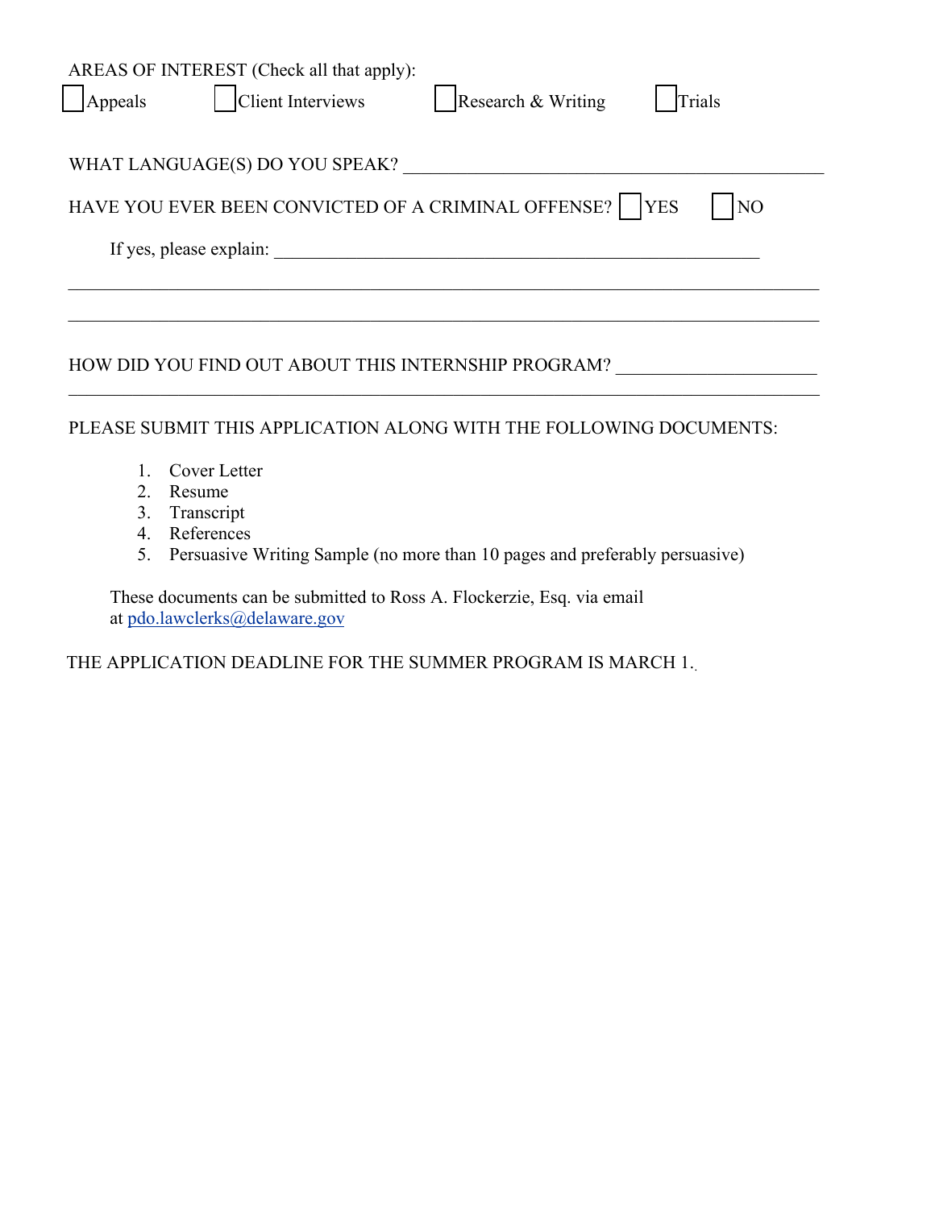AREAS OF INTEREST (Check all that apply):

☐ Appeals ☐ Client Interviews ☐ Research & Writing ☐ Trials

WHAT LANGUAGE(S) DO YOU SPEAK? _______________________________________________

HAVE YOU EVER BEEN CONVICTED OF A CRIMINAL OFFENSE? ☐ YES ☐ NO

If yes, please explain: _______________________________________________________

_____________________________________________________________________________

_____________________________________________________________________________

HOW DID YOU FIND OUT ABOUT THIS INTERNSHIP PROGRAM? _____________________

_____________________________________________________________________________

PLEASE SUBMIT THIS APPLICATION ALONG WITH THE FOLLOWING DOCUMENTS:

1. Cover Letter
2. Resume
3. Transcript
4. References
5. Persuasive Writing Sample (no more than 10 pages and preferably persuasive)

These documents can be submitted to Ross A. Flockerzie, Esq. via email at pdo.lawclerks@delaware.gov

THE APPLICATION DEADLINE FOR THE SUMMER PROGRAM IS MARCH 1.